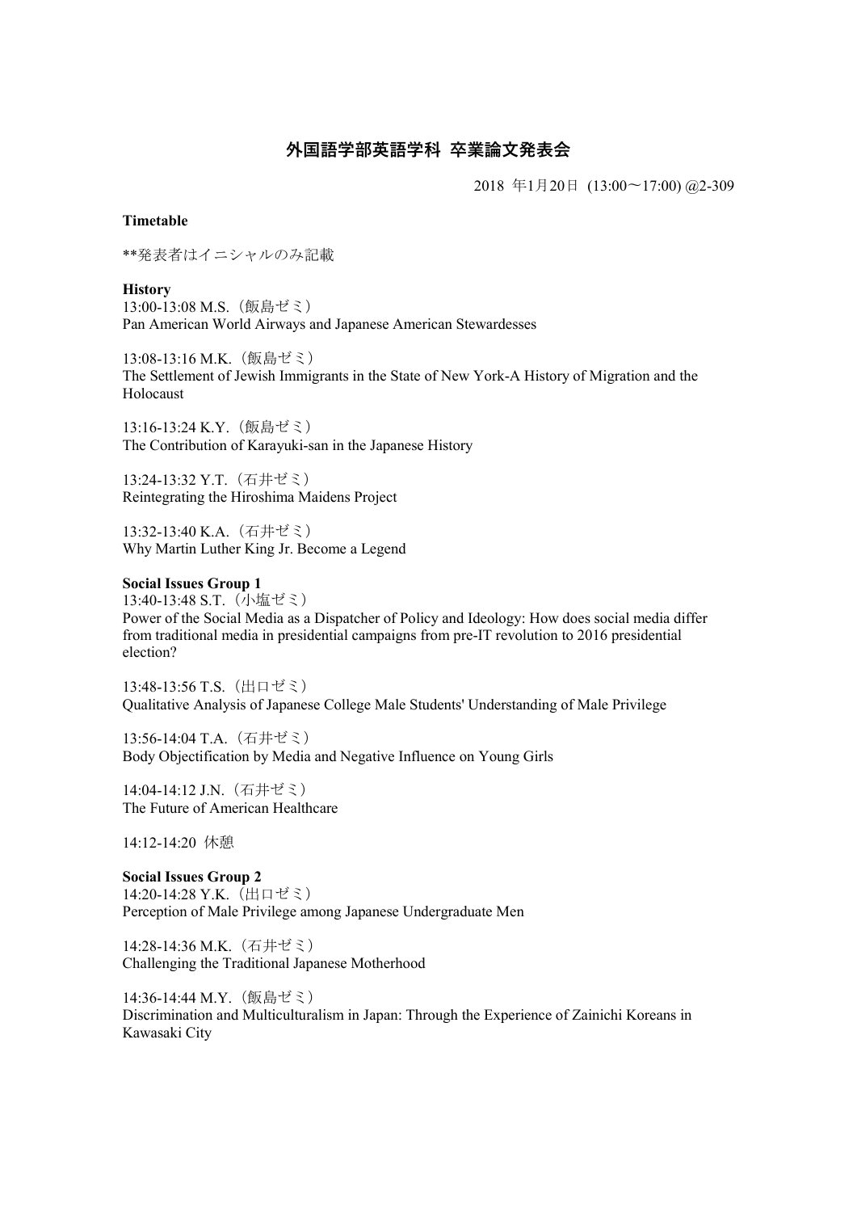# 外国語学部英語学科 卒業論文発表会

2018 年1月20日 (13:00〜17:00) @2-309

**Timetable**

**発表者はイニシャルのみ記載

**History**

13:00-13:08 M.S.（飯島ゼミ）
Pan American World Airways and Japanese American Stewardesses

13:08-13:16 M.K.（飯島ゼミ）
The Settlement of Jewish Immigrants in the State of New York-A History of Migration and the Holocaust

13:16-13:24 K.Y.（飯島ゼミ）
The Contribution of Karayuki-san in the Japanese History

13:24-13:32 Y.T.（石井ゼミ）
Reintegrating the Hiroshima Maidens Project

13:32-13:40 K.A.（石井ゼミ）
Why Martin Luther King Jr. Become a Legend

**Social Issues Group 1**

13:40-13:48 S.T.（小塩ゼミ）
Power of the Social Media as a Dispatcher of Policy and Ideology: How does social media differ from traditional media in presidential campaigns from pre-IT revolution to 2016 presidential election?

13:48-13:56 T.S.（出口ゼミ）
Qualitative Analysis of Japanese College Male Students' Understanding of Male Privilege

13:56-14:04 T.A.（石井ゼミ）
Body Objectification by Media and Negative Influence on Young Girls

14:04-14:12 J.N.（石井ゼミ）
The Future of American Healthcare

14:12-14:20 休憩

**Social Issues Group 2**

14:20-14:28 Y.K.（出口ゼミ）
Perception of Male Privilege among Japanese Undergraduate Men

14:28-14:36 M.K.（石井ゼミ）
Challenging the Traditional Japanese Motherhood

14:36-14:44 M.Y.（飯島ゼミ）
Discrimination and Multiculturalism in Japan: Through the Experience of Zainichi Koreans in Kawasaki City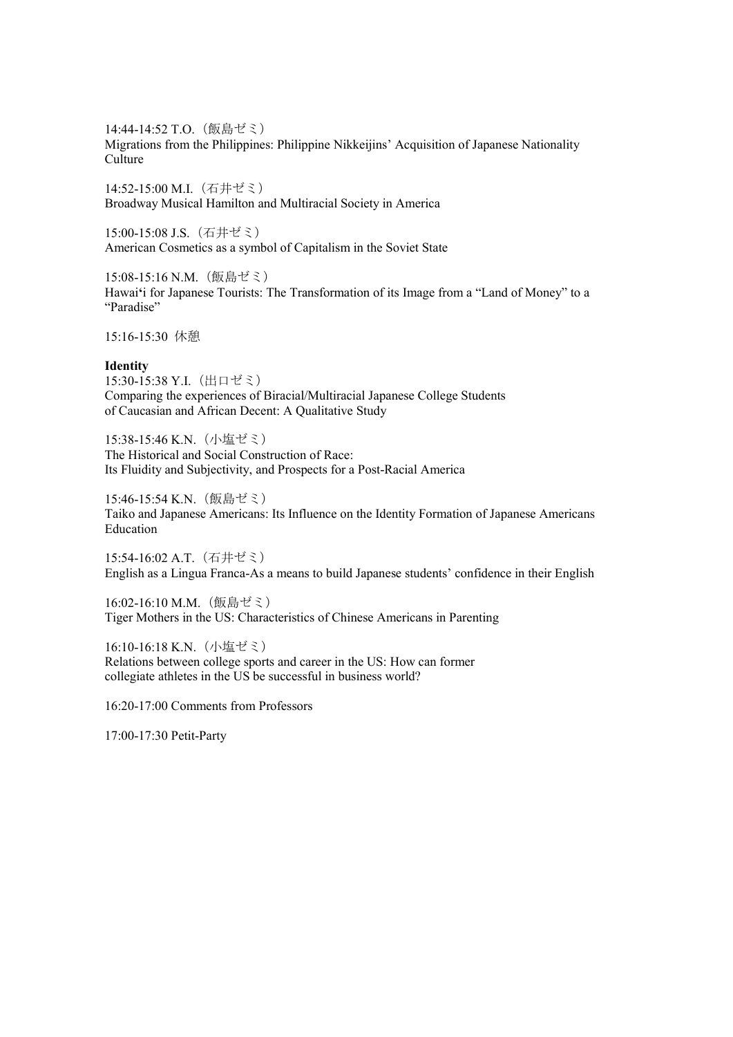14:44-14:52 T.O.（飯島ゼミ）
Migrations from the Philippines: Philippine Nikkeijins' Acquisition of Japanese Nationality
Culture

14:52-15:00 M.I.（石井ゼミ）
Broadway Musical Hamilton and Multiracial Society in America

15:00-15:08 J.S.（石井ゼミ）
American Cosmetics as a symbol of Capitalism in the Soviet State

15:08-15:16 N.M.（飯島ゼミ）
Hawai'i for Japanese Tourists: The Transformation of its Image from a "Land of Money" to a "Paradise"

15:16-15:30 休憩

**Identity**
15:30-15:38 Y.I.（出口ゼミ）
Comparing the experiences of Biracial/Multiracial Japanese College Students of Caucasian and African Decent: A Qualitative Study

15:38-15:46 K.N.（小塩ゼミ）
The Historical and Social Construction of Race:
Its Fluidity and Subjectivity, and Prospects for a Post-Racial America

15:46-15:54 K.N.（飯島ゼミ）
Taiko and Japanese Americans: Its Influence on the Identity Formation of Japanese Americans
Education

15:54-16:02 A.T.（石井ゼミ）
English as a Lingua Franca-As a means to build Japanese students' confidence in their English

16:02-16:10 M.M.（飯島ゼミ）
Tiger Mothers in the US: Characteristics of Chinese Americans in Parenting

16:10-16:18 K.N.（小塩ゼミ）
Relations between college sports and career in the US: How can former collegiate athletes in the US be successful in business world?

16:20-17:00 Comments from Professors

17:00-17:30 Petit-Party